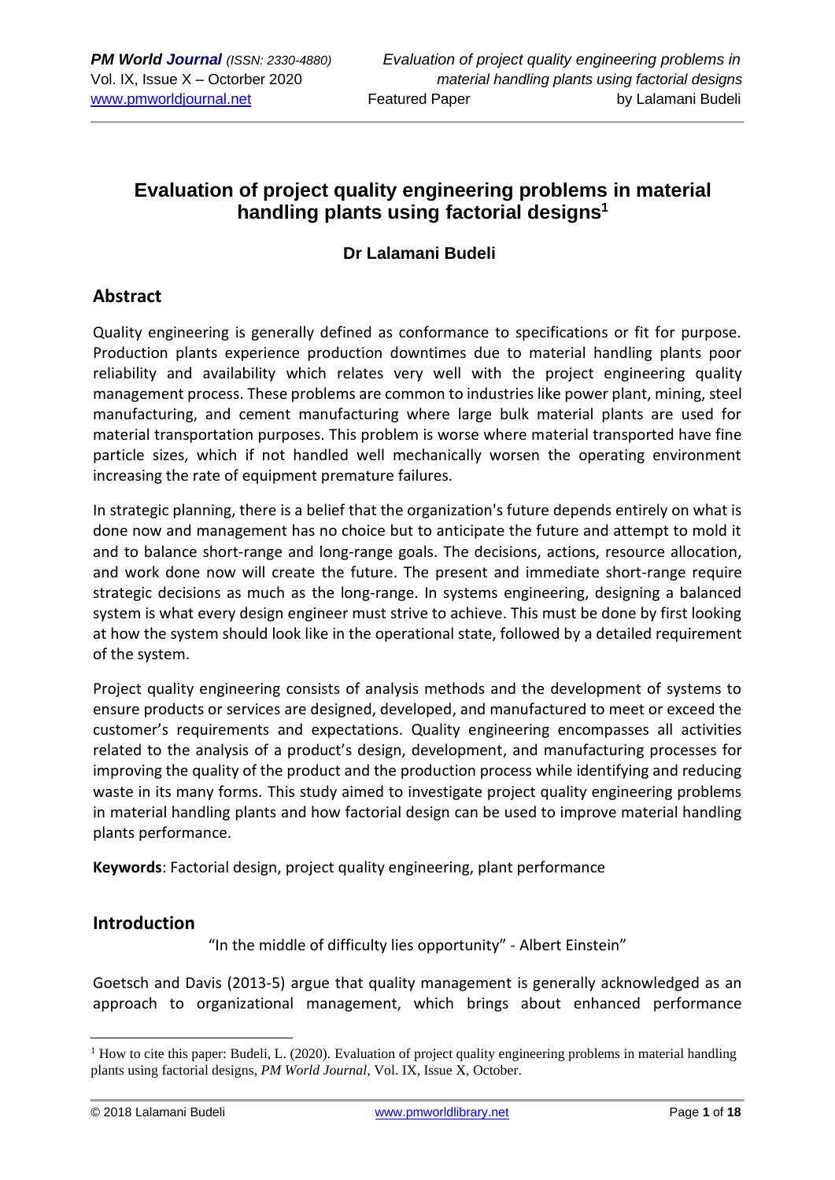# Evaluation of project quality engineering problems in material handling plants using factorial designs[1]

### Dr Lalamani Budeli

## Abstract

Quality engineering is generally defined as conformance to specifications or fit for purpose. Production plants experience production downtimes due to material handling plants poor reliability and availability which relates very well with the project engineering quality management process. These problems are common to industries like power plant, mining, steel manufacturing, and cement manufacturing where large bulk material plants are used for material transportation purposes. This problem is worse where material transported have fine particle sizes, which if not handled well mechanically worsen the operating environment increasing the rate of equipment premature failures.

In strategic planning, there is a belief that the organization's future depends entirely on what is done now and management has no choice but to anticipate the future and attempt to mold it and to balance short-range and long-range goals. The decisions, actions, resource allocation, and work done now will create the future. The present and immediate short-range require strategic decisions as much as the long-range. In systems engineering, designing a balanced system is what every design engineer must strive to achieve. This must be done by first looking at how the system should look like in the operational state, followed by a detailed requirement of the system.

Project quality engineering consists of analysis methods and the development of systems to ensure products or services are designed, developed, and manufactured to meet or exceed the customer's requirements and expectations. Quality engineering encompasses all activities related to the analysis of a product's design, development, and manufacturing processes for improving the quality of the product and the production process while identifying and reducing waste in its many forms. This study aimed to investigate project quality engineering problems in material handling plants and how factorial design can be used to improve material handling plants performance.

**Keywords**: Factorial design, project quality engineering, plant performance

## Introduction

"In the middle of difficulty lies opportunity" - Albert Einstein"

Goetsch and Davis (2013-5) argue that quality management is generally acknowledged as an approach to organizational management, which brings about enhanced performance

[1] How to cite this paper: Budeli, L. (2020). Evaluation of project quality engineering problems in material handling plants using factorial designs, *PM World Journal*, Vol. IX, Issue X, October.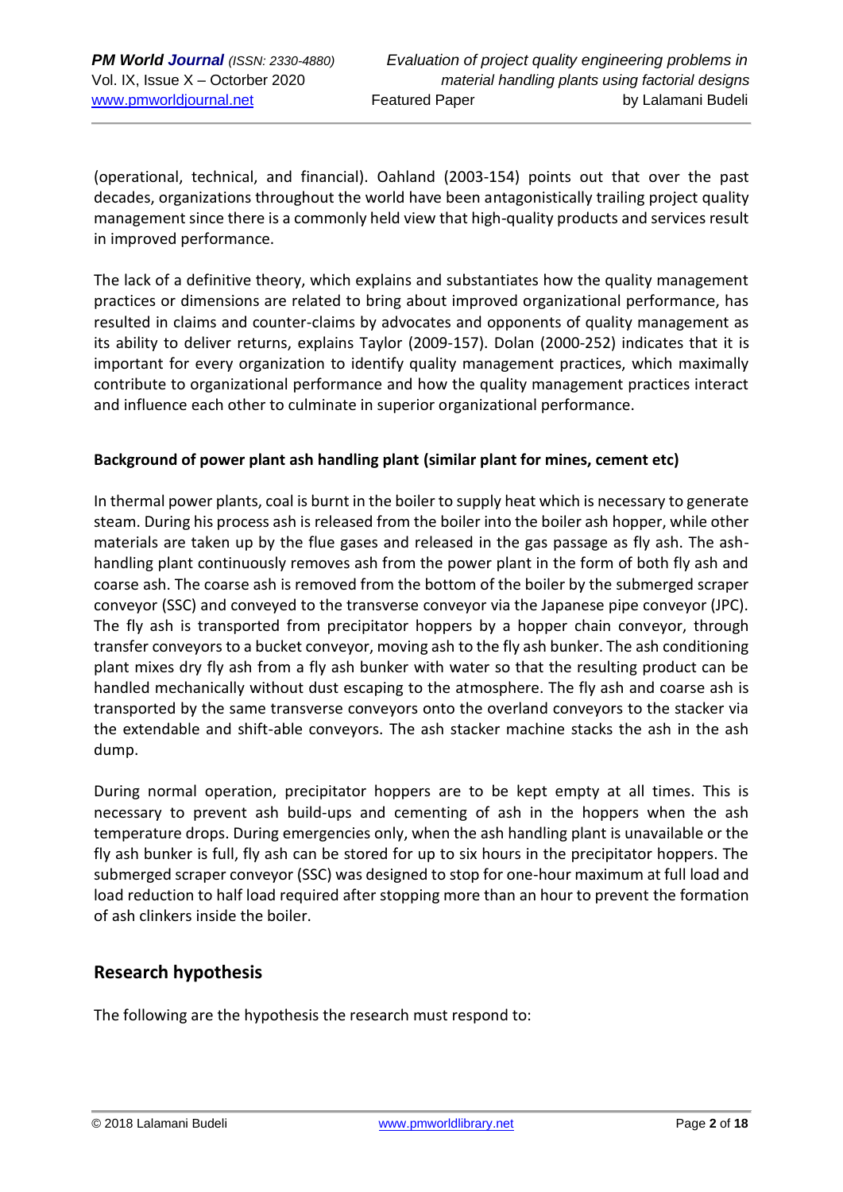(operational, technical, and financial). Oahland (2003-154) points out that over the past decades, organizations throughout the world have been antagonistically trailing project quality management since there is a commonly held view that high-quality products and services result in improved performance.

The lack of a definitive theory, which explains and substantiates how the quality management practices or dimensions are related to bring about improved organizational performance, has resulted in claims and counter-claims by advocates and opponents of quality management as its ability to deliver returns, explains Taylor (2009-157). Dolan (2000-252) indicates that it is important for every organization to identify quality management practices, which maximally contribute to organizational performance and how the quality management practices interact and influence each other to culminate in superior organizational performance.

**Background of power plant ash handling plant (similar plant for mines, cement etc)**

In thermal power plants, coal is burnt in the boiler to supply heat which is necessary to generate steam. During his process ash is released from the boiler into the boiler ash hopper, while other materials are taken up by the flue gases and released in the gas passage as fly ash. The ash-handling plant continuously removes ash from the power plant in the form of both fly ash and coarse ash. The coarse ash is removed from the bottom of the boiler by the submerged scraper conveyor (SSC) and conveyed to the transverse conveyor via the Japanese pipe conveyor (JPC). The fly ash is transported from precipitator hoppers by a hopper chain conveyor, through transfer conveyors to a bucket conveyor, moving ash to the fly ash bunker. The ash conditioning plant mixes dry fly ash from a fly ash bunker with water so that the resulting product can be handled mechanically without dust escaping to the atmosphere. The fly ash and coarse ash is transported by the same transverse conveyors onto the overland conveyors to the stacker via the extendable and shift-able conveyors. The ash stacker machine stacks the ash in the ash dump.

During normal operation, precipitator hoppers are to be kept empty at all times. This is necessary to prevent ash build-ups and cementing of ash in the hoppers when the ash temperature drops. During emergencies only, when the ash handling plant is unavailable or the fly ash bunker is full, fly ash can be stored for up to six hours in the precipitator hoppers. The submerged scraper conveyor (SSC) was designed to stop for one-hour maximum at full load and load reduction to half load required after stopping more than an hour to prevent the formation of ash clinkers inside the boiler.

## Research hypothesis

The following are the hypothesis the research must respond to: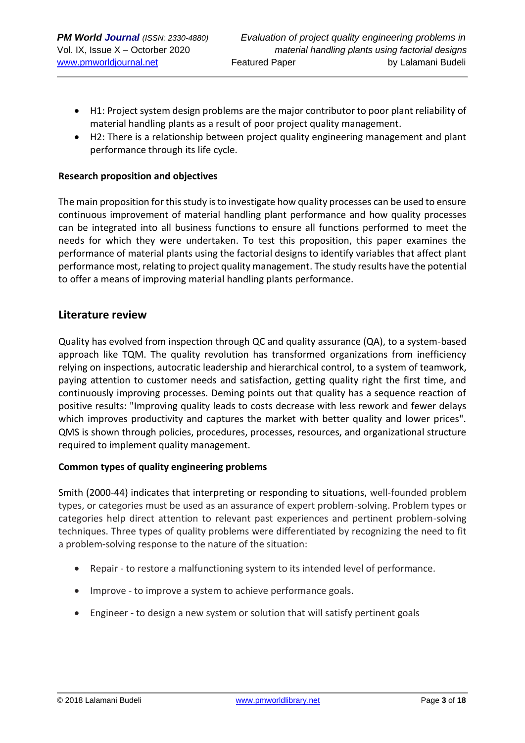- H1: Project system design problems are the major contributor to poor plant reliability of material handling plants as a result of poor project quality management.
- H2: There is a relationship between project quality engineering management and plant performance through its life cycle.

**Research proposition and objectives**

The main proposition for this study is to investigate how quality processes can be used to ensure continuous improvement of material handling plant performance and how quality processes can be integrated into all business functions to ensure all functions performed to meet the needs for which they were undertaken. To test this proposition, this paper examines the performance of material plants using the factorial designs to identify variables that affect plant performance most, relating to project quality management. The study results have the potential to offer a means of improving material handling plants performance.

## Literature review

Quality has evolved from inspection through QC and quality assurance (QA), to a system-based approach like TQM. The quality revolution has transformed organizations from inefficiency relying on inspections, autocratic leadership and hierarchical control, to a system of teamwork, paying attention to customer needs and satisfaction, getting quality right the first time, and continuously improving processes. Deming points out that quality has a sequence reaction of positive results: "Improving quality leads to costs decrease with less rework and fewer delays which improves productivity and captures the market with better quality and lower prices". QMS is shown through policies, procedures, processes, resources, and organizational structure required to implement quality management.

**Common types of quality engineering problems**

Smith (2000-44) indicates that interpreting or responding to situations, well-founded problem types, or categories must be used as an assurance of expert problem-solving. Problem types or categories help direct attention to relevant past experiences and pertinent problem-solving techniques. Three types of quality problems were differentiated by recognizing the need to fit a problem-solving response to the nature of the situation:

- Repair - to restore a malfunctioning system to its intended level of performance.
- Improve - to improve a system to achieve performance goals.
- Engineer - to design a new system or solution that will satisfy pertinent goals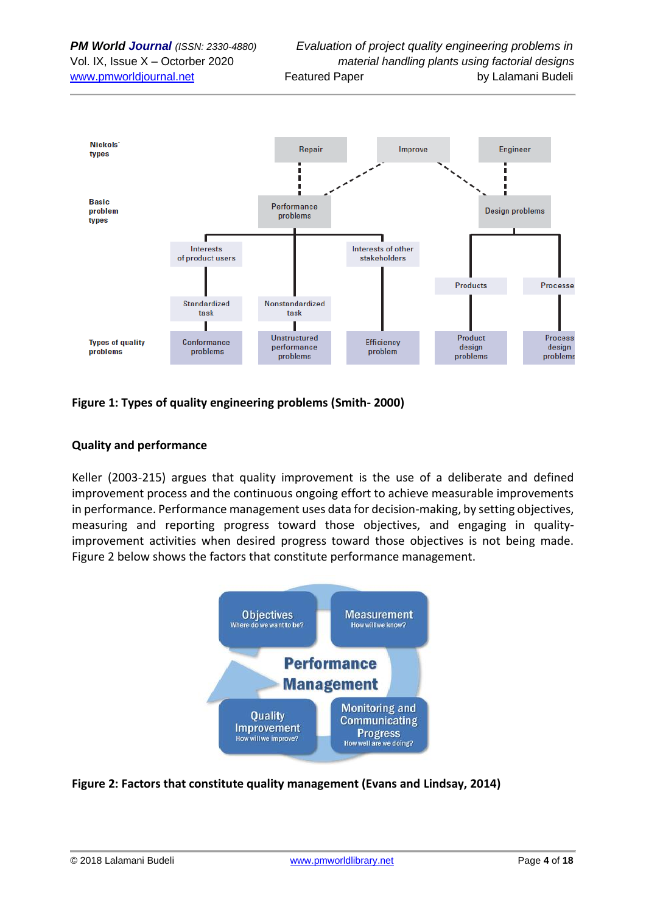Nickols' types

Repair

Improve

Engineer

Basic problem types

Performance problems

Design problems

Interests of product users

Interests of other stakeholders

Products

Processe

Standardized task

Nonstandardized task

Types of quality problems

Conformance problems

Unstructured performance problems

Efficiency problem

Product design problems

Process design problems

**Figure 1: Types of quality engineering problems (Smith- 2000)**

## Quality and performance

Keller (2003-215) argues that quality improvement is the use of a deliberate and defined improvement process and the continuous ongoing effort to achieve measurable improvements in performance. Performance management uses data for decision-making, by setting objectives, measuring and reporting progress toward those objectives, and engaging in quality-improvement activities when desired progress toward those objectives is not being made. Figure 2 below shows the factors that constitute performance management.

Objectives
Where do we want to be?

Measurement
How will we know?

Performance Management

Quality Improvement
How will we improve?

Monitoring and Communicating Progress
How well are we doing?

**Figure 2: Factors that constitute quality management (Evans and Lindsay, 2014)**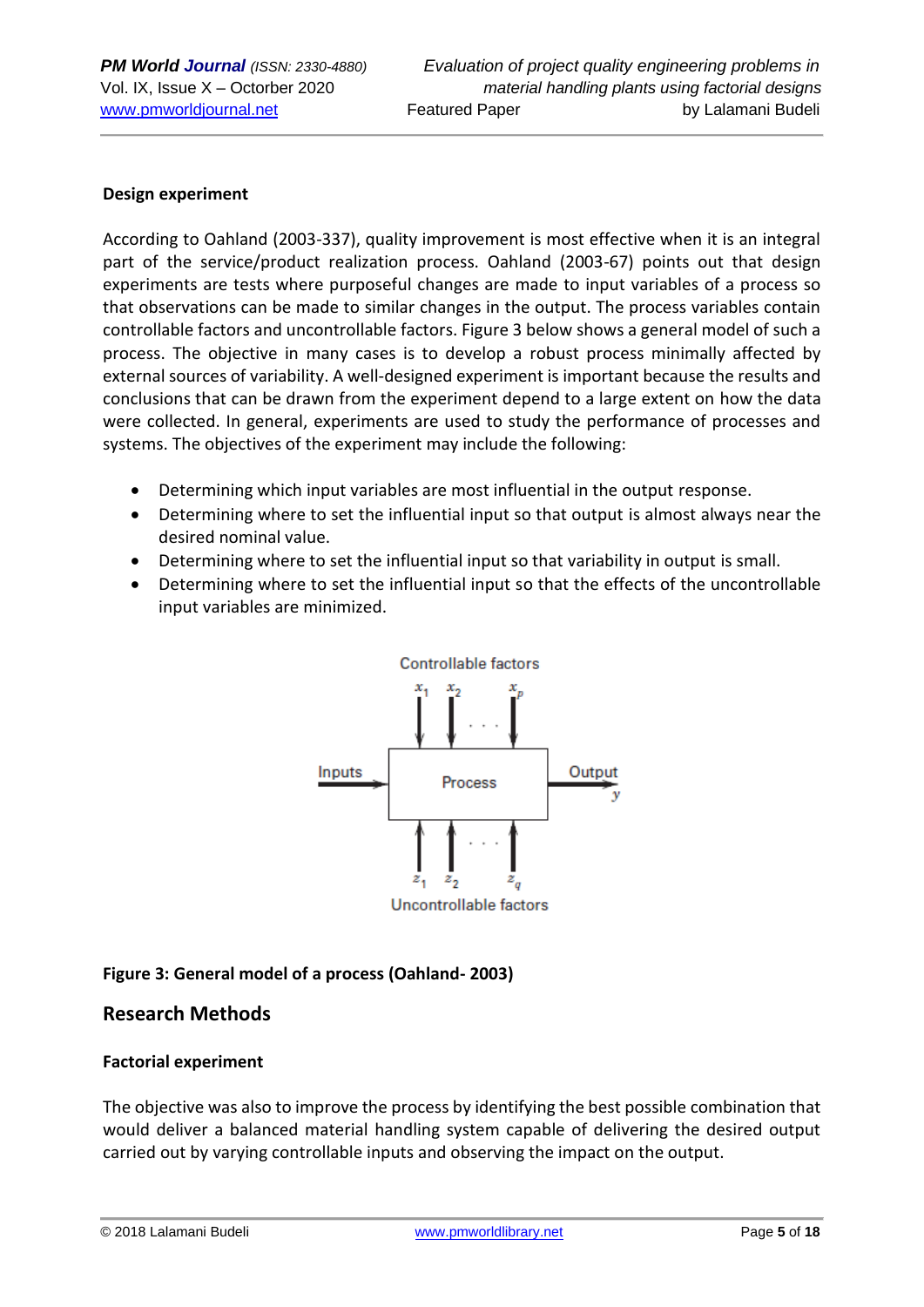### Design experiment

According to Oahland (2003-337), quality improvement is most effective when it is an integral part of the service/product realization process. Oahland (2003-67) points out that design experiments are tests where purposeful changes are made to input variables of a process so that observations can be made to similar changes in the output. The process variables contain controllable factors and uncontrollable factors. Figure 3 below shows a general model of such a process. The objective in many cases is to develop a robust process minimally affected by external sources of variability. A well-designed experiment is important because the results and conclusions that can be drawn from the experiment depend to a large extent on how the data were collected. In general, experiments are used to study the performance of processes and systems. The objectives of the experiment may include the following:

- Determining which input variables are most influential in the output response.
- Determining where to set the influential input so that output is almost always near the desired nominal value.
- Determining where to set the influential input so that variability in output is small.
- Determining where to set the influential input so that the effects of the uncontrollable input variables are minimized.

Controllable factors

$x_1$ $x_2$ . . . $x_p$

Inputs

Process

Output

$y$

$z_1$ $z_2$ . . . $z_q$

Uncontrollable factors

**Figure 3: General model of a process (Oahland- 2003)**

## Research Methods

### Factorial experiment

The objective was also to improve the process by identifying the best possible combination that would deliver a balanced material handling system capable of delivering the desired output carried out by varying controllable inputs and observing the impact on the output.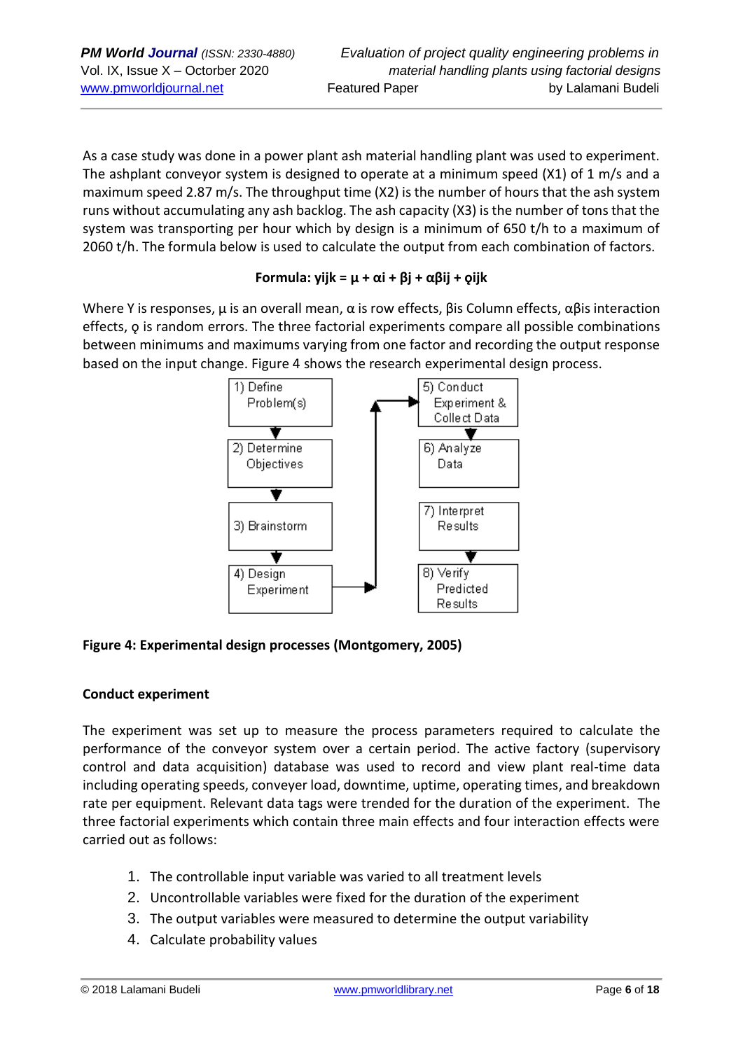As a case study was done in a power plant ash material handling plant was used to experiment. The ashplant conveyor system is designed to operate at a minimum speed ($X_1$) of 1 m/s and a maximum speed 2.87 m/s. The throughput time ($X_2$) is the number of hours that the ash system runs without accumulating any ash backlog. The ash capacity ($X_3$) is the number of tons that the system was transporting per hour which by design is a minimum of 650 t/h to a maximum of 2060 t/h. The formula below is used to calculate the output from each combination of factors.

**Formula:** $y_{ijk} = \mu + \alpha_i + \beta_j + \alpha\beta_{ij} + \varrho_{ijk}$

Where Y is responses, μ is an overall mean, α is row effects, βis Column effects, αβis interaction effects, ϱ is random errors. The three factorial experiments compare all possible combinations between minimums and maximums varying from one factor and recording the output response based on the input change. Figure 4 shows the research experimental design process.

1) Define Problem(s)

2) Determine Objectives

3) Brainstorm

4) Design Experiment

5) Conduct Experiment & Collect Data

6) Analyze Data

7) Interpret Results

8) Verify Predicted Results

**Figure 4: Experimental design processes (Montgomery, 2005)**

**Conduct experiment**

The experiment was set up to measure the process parameters required to calculate the performance of the conveyor system over a certain period. The active factory (supervisory control and data acquisition) database was used to record and view plant real-time data including operating speeds, conveyer load, downtime, uptime, operating times, and breakdown rate per equipment. Relevant data tags were trended for the duration of the experiment. The three factorial experiments which contain three main effects and four interaction effects were carried out as follows:

1. The controllable input variable was varied to all treatment levels
2. Uncontrollable variables were fixed for the duration of the experiment
3. The output variables were measured to determine the output variability
4. Calculate probability values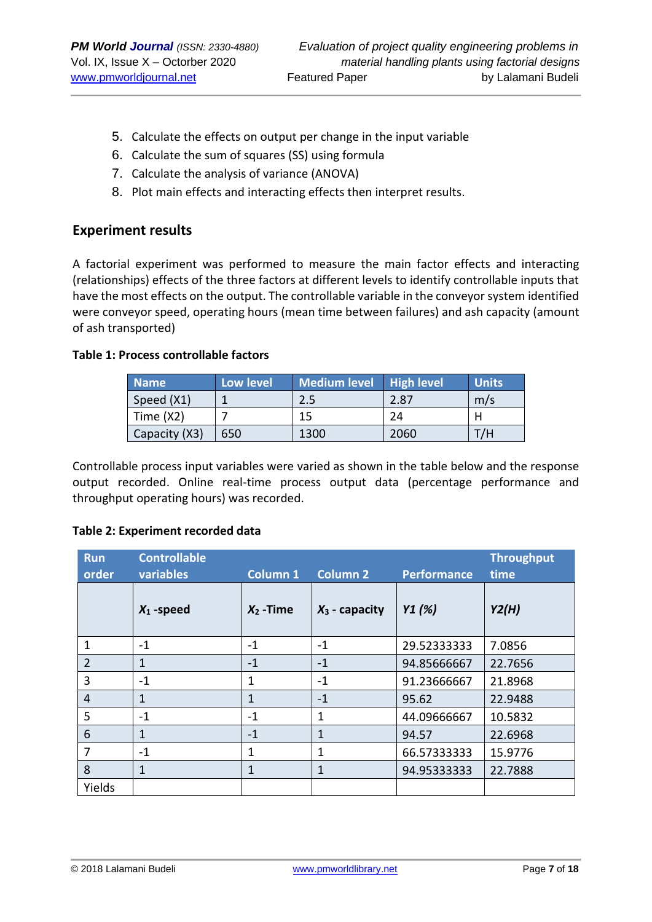5. Calculate the effects on output per change in the input variable
6. Calculate the sum of squares (SS) using formula
7. Calculate the analysis of variance (ANOVA)
8. Plot main effects and interacting effects then interpret results.

## Experiment results

A factorial experiment was performed to measure the main factor effects and interacting (relationships) effects of the three factors at different levels to identify controllable inputs that have the most effects on the output. The controllable variable in the conveyor system identified were conveyor speed, operating hours (mean time between failures) and ash capacity (amount of ash transported)

**Table 1: Process controllable factors**

| Name | Low level | Medium level | High level | Units |
|---|---|---|---|---|
| Speed (X1) | 1 | 2.5 | 2.87 | m/s |
| Time (X2) | 7 | 15 | 24 | H |
| Capacity (X3) | 650 | 1300 | 2060 | T/H |

Controllable process input variables were varied as shown in the table below and the response output recorded. Online real-time process output data (percentage performance and throughput operating hours) was recorded.

**Table 2: Experiment recorded data**

| Run order | Controllable variables | Column 1 | Column 2 | Performance | Throughput time |
|---|---|---|---|---|---|
| | $X_1$ -speed | $X_2$ -Time | $X_3$ - capacity | *Y1 (%)* | *Y2(H)* |
| 1 | -1 | -1 | -1 | 29.52333333 | 7.0856 |
| 2 | 1 | -1 | -1 | 94.85666667 | 22.7656 |
| 3 | -1 | 1 | -1 | 91.23666667 | 21.8968 |
| 4 | 1 | 1 | -1 | 95.62 | 22.9488 |
| 5 | -1 | -1 | 1 | 44.09666667 | 10.5832 |
| 6 | 1 | -1 | 1 | 94.57 | 22.6968 |
| 7 | -1 | 1 | 1 | 66.57333333 | 15.9776 |
| 8 | 1 | 1 | 1 | 94.95333333 | 22.7888 |
| Yields | | | | | |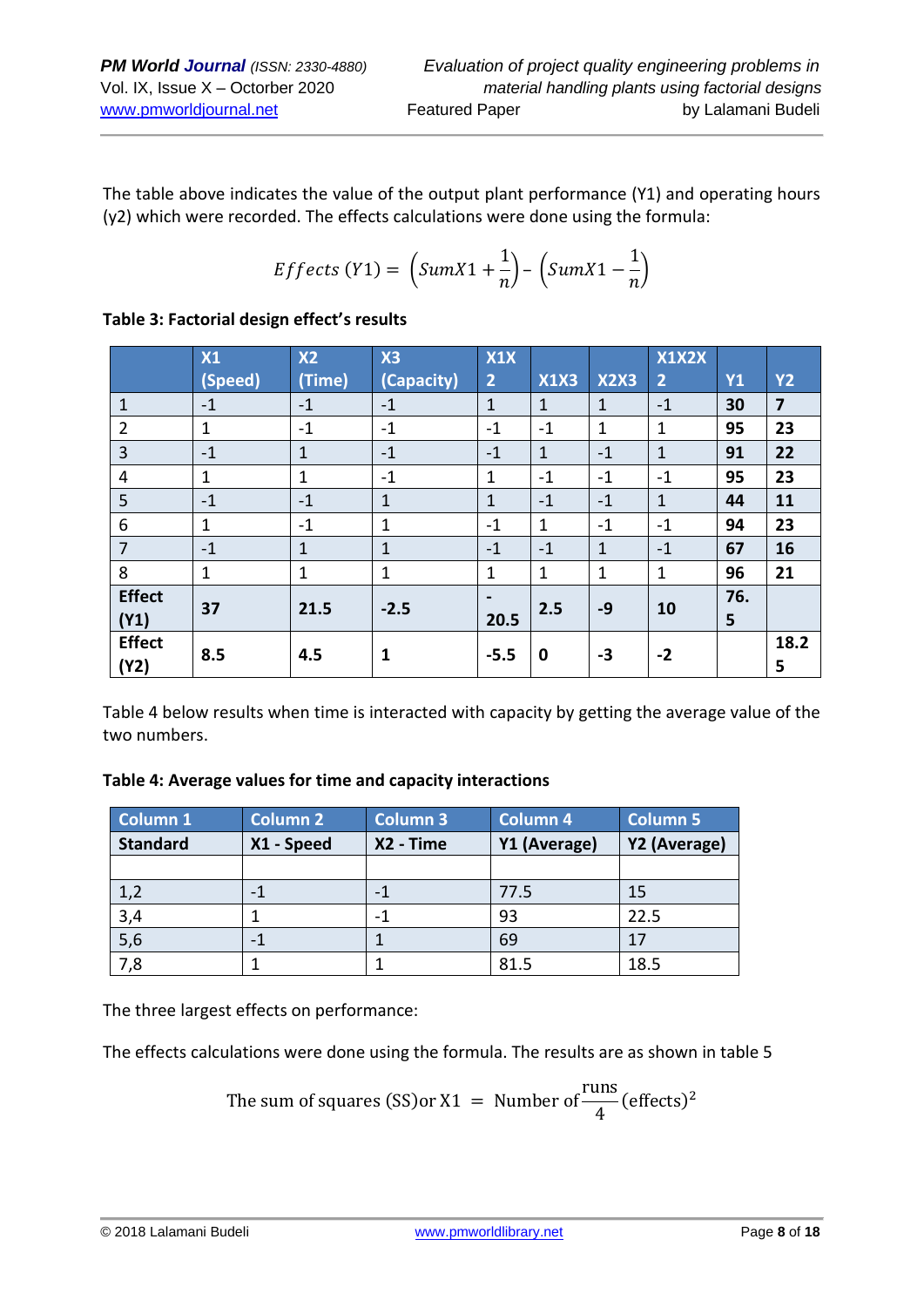The table above indicates the value of the output plant performance (Y1) and operating hours (y2) which were recorded. The effects calculations were done using the formula:

$$Effects\ (Y1) = \left(SumX1 + \frac{1}{n}\right) - \left(SumX1 - \frac{1}{n}\right)$$

**Table 3: Factorial design effect's results**

| | X1 (Speed) | X2 (Time) | X3 (Capacity) | X1X2 | X1X3 | X2X3 | X1X2X2 | Y1 | Y2 |
|---|---|---|---|---|---|---|---|---|---|
| 1 | -1 | -1 | -1 | 1 | 1 | 1 | -1 | **30** | **7** |
| 2 | 1 | -1 | -1 | -1 | -1 | 1 | 1 | **95** | **23** |
| 3 | -1 | 1 | -1 | -1 | 1 | -1 | 1 | **91** | **22** |
| 4 | 1 | 1 | -1 | 1 | -1 | -1 | -1 | **95** | **23** |
| 5 | -1 | -1 | 1 | 1 | -1 | -1 | 1 | **44** | **11** |
| 6 | 1 | -1 | 1 | -1 | 1 | -1 | -1 | **94** | **23** |
| 7 | -1 | 1 | 1 | -1 | -1 | 1 | -1 | **67** | **16** |
| 8 | 1 | 1 | 1 | 1 | 1 | 1 | 1 | **96** | **21** |
| **Effect (Y1)** | **37** | **21.5** | **-2.5** | **-20.5** | **2.5** | **-9** | **10** | **76.5** | |
| **Effect (Y2)** | **8.5** | **4.5** | **1** | **-5.5** | **0** | **-3** | **-2** | | **18.25** |

Table 4 below results when time is interacted with capacity by getting the average value of the two numbers.

**Table 4: Average values for time and capacity interactions**

| Column 1 | Column 2 | Column 3 | Column 4 | Column 5 |
|---|---|---|---|---|
| **Standard** | **X1 - Speed** | **X2 - Time** | **Y1 (Average)** | **Y2 (Average)** |
| | | | | |
| 1,2 | -1 | -1 | 77.5 | 15 |
| 3,4 | 1 | -1 | 93 | 22.5 |
| 5,6 | -1 | 1 | 69 | 17 |
| 7,8 | 1 | 1 | 81.5 | 18.5 |

The three largest effects on performance:

The effects calculations were done using the formula. The results are as shown in table 5

$$\text{The sum of squares (SS)or X1} = \text{Number of}\frac{\text{runs}}{4}(\text{effects})^2$$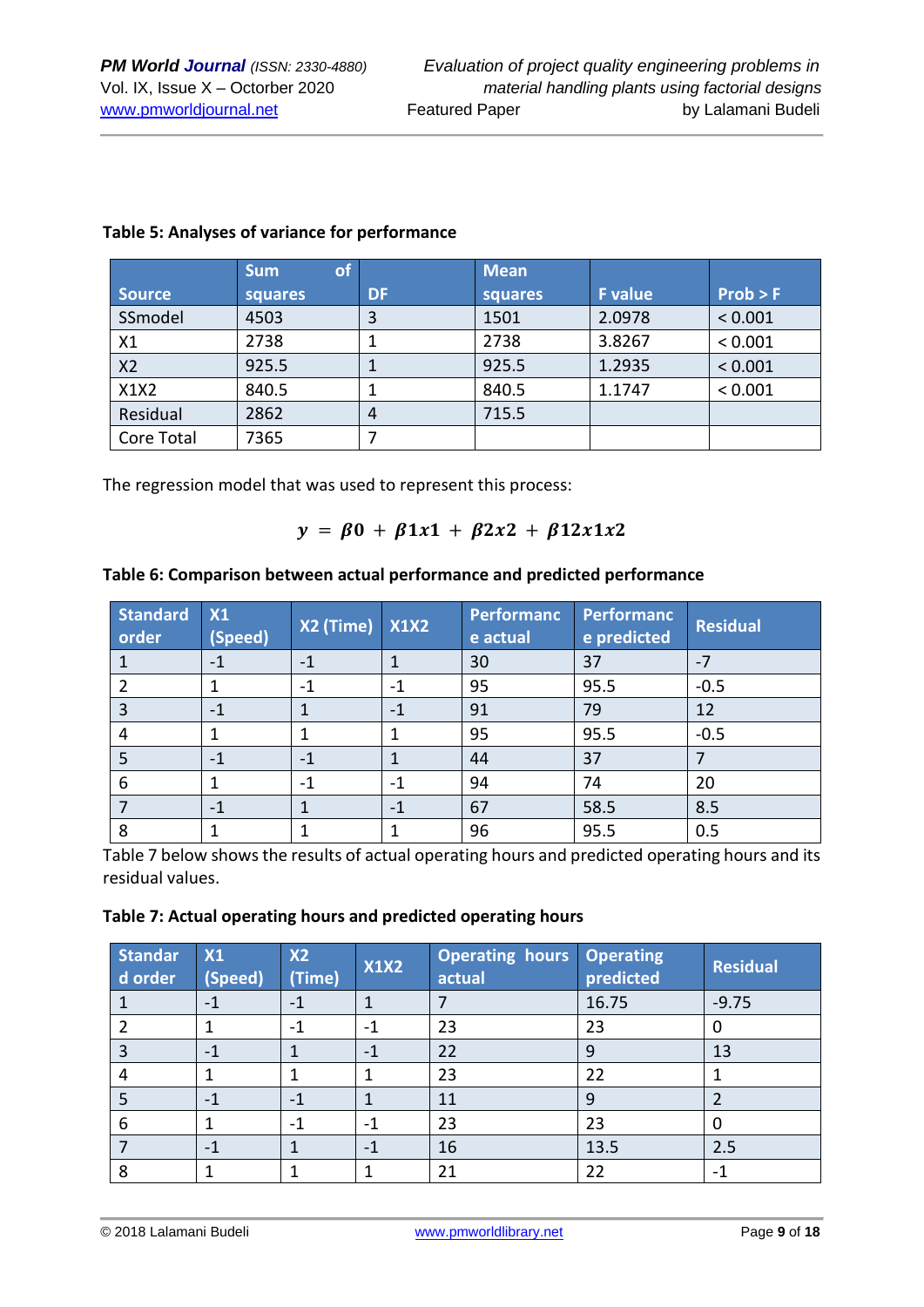**Table 5: Analyses of variance for performance**

| Source | Sum of squares | DF | Mean squares | F value | Prob > F |
|---|---|---|---|---|---|
| SSmodel | 4503 | 3 | 1501 | 2.0978 | < 0.001 |
| X1 | 2738 | 1 | 2738 | 3.8267 | < 0.001 |
| X2 | 925.5 | 1 | 925.5 | 1.2935 | < 0.001 |
| X1X2 | 840.5 | 1 | 840.5 | 1.1747 | < 0.001 |
| Residual | 2862 | 4 | 715.5 | | |
| Core Total | 7365 | 7 | | | |

The regression model that was used to represent this process:

$$y = \beta 0 + \beta 1x1 + \beta 2x2 + \beta 12x1x2$$

**Table 6: Comparison between actual performance and predicted performance**

| Standard order | X1 (Speed) | X2 (Time) | X1X2 | Performance actual | Performance predicted | Residual |
|---|---|---|---|---|---|---|
| 1 | -1 | -1 | 1 | 30 | 37 | -7 |
| 2 | 1 | -1 | -1 | 95 | 95.5 | -0.5 |
| 3 | -1 | 1 | -1 | 91 | 79 | 12 |
| 4 | 1 | 1 | 1 | 95 | 95.5 | -0.5 |
| 5 | -1 | -1 | 1 | 44 | 37 | 7 |
| 6 | 1 | -1 | -1 | 94 | 74 | 20 |
| 7 | -1 | 1 | -1 | 67 | 58.5 | 8.5 |
| 8 | 1 | 1 | 1 | 96 | 95.5 | 0.5 |

Table 7 below shows the results of actual operating hours and predicted operating hours and its residual values.

**Table 7: Actual operating hours and predicted operating hours**

| Standard order | X1 (Speed) | X2 (Time) | X1X2 | Operating hours actual | Operating predicted | Residual |
|---|---|---|---|---|---|---|
| 1 | -1 | -1 | 1 | 7 | 16.75 | -9.75 |
| 2 | 1 | -1 | -1 | 23 | 23 | 0 |
| 3 | -1 | 1 | -1 | 22 | 9 | 13 |
| 4 | 1 | 1 | 1 | 23 | 22 | 1 |
| 5 | -1 | -1 | 1 | 11 | 9 | 2 |
| 6 | 1 | -1 | -1 | 23 | 23 | 0 |
| 7 | -1 | 1 | -1 | 16 | 13.5 | 2.5 |
| 8 | 1 | 1 | 1 | 21 | 22 | -1 |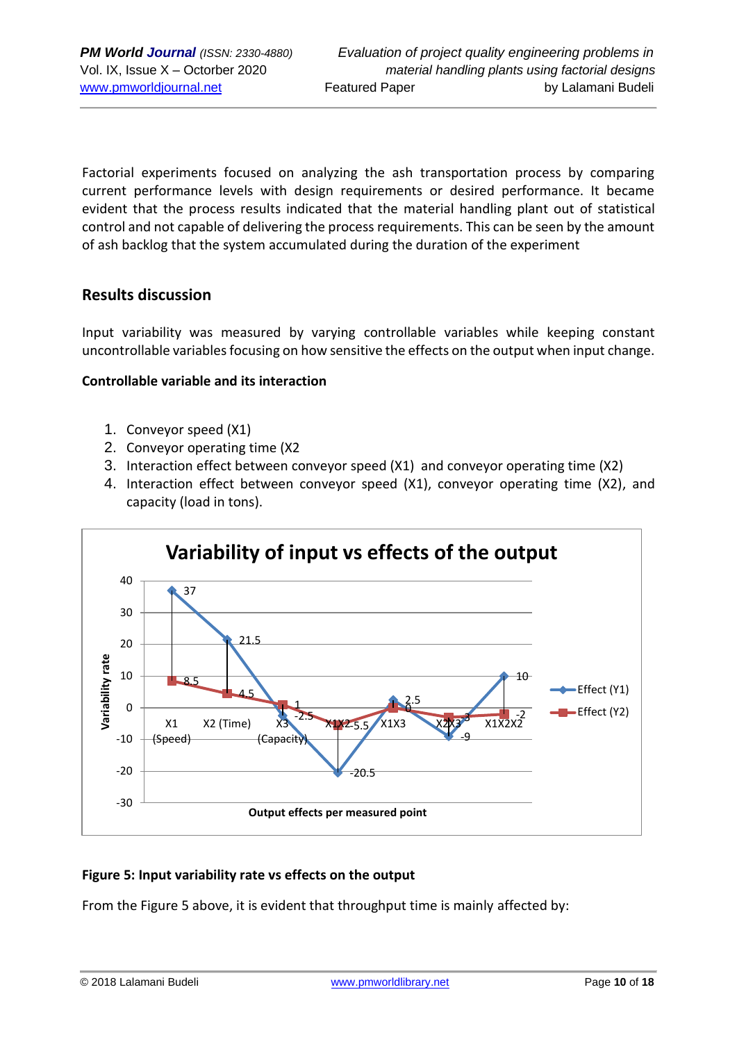Factorial experiments focused on analyzing the ash transportation process by comparing current performance levels with design requirements or desired performance. It became evident that the process results indicated that the material handling plant out of statistical control and not capable of delivering the process requirements. This can be seen by the amount of ash backlog that the system accumulated during the duration of the experiment

## Results discussion

Input variability was measured by varying controllable variables while keeping constant uncontrollable variables focusing on how sensitive the effects on the output when input change.

**Controllable variable and its interaction**

1. Conveyor speed (X1)
2. Conveyor operating time (X2
3. Interaction effect between conveyor speed (X1) and conveyor operating time (X2)
4. Interaction effect between conveyor speed (X1), conveyor operating time (X2), and capacity (load in tons).

**Figure 5: Input variability rate vs effects on the output**

From the Figure 5 above, it is evident that throughput time is mainly affected by: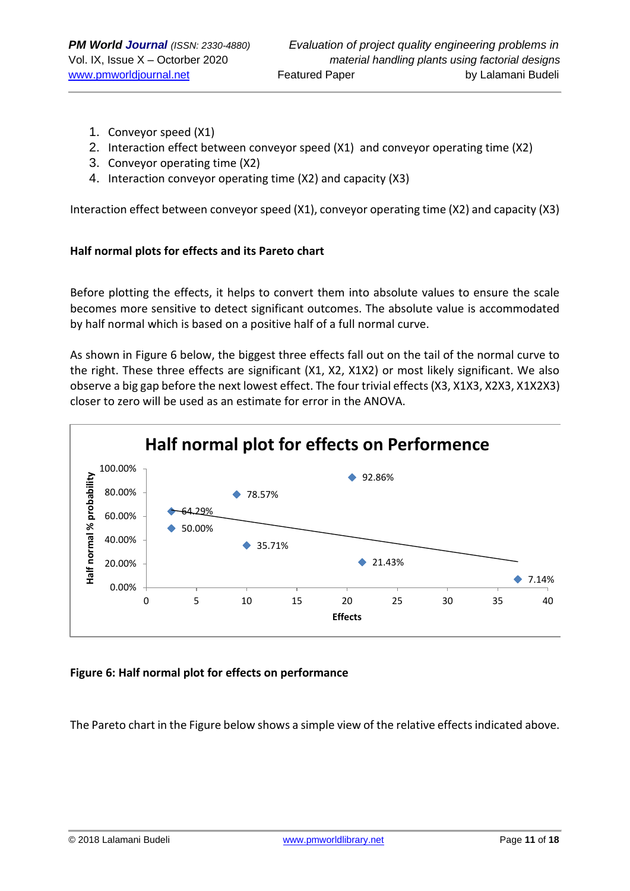1. Conveyor speed (X1)
2. Interaction effect between conveyor speed (X1) and conveyor operating time (X2)
3. Conveyor operating time (X2)
4. Interaction conveyor operating time (X2) and capacity (X3)

Interaction effect between conveyor speed (X1), conveyor operating time (X2) and capacity (X3)

**Half normal plots for effects and its Pareto chart**

Before plotting the effects, it helps to convert them into absolute values to ensure the scale becomes more sensitive to detect significant outcomes. The absolute value is accommodated by half normal which is based on a positive half of a full normal curve.

As shown in Figure 6 below, the biggest three effects fall out on the tail of the normal curve to the right. These three effects are significant (X1, X2, X1X2) or most likely significant. We also observe a big gap before the next lowest effect. The four trivial effects (X3, X1X3, X2X3, X1X2X3) closer to zero will be used as an estimate for error in the ANOVA.

Half normal plot for effects on Performence

Half normal % probability

100.00%
80.00%
60.00%
40.00%
20.00%
0.00%

92.86%
78.57%
64.29%
50.00%
35.71%
21.43%
7.14%

0 5 10 15 20 25 30 35 40

Effects

**Figure 6: Half normal plot for effects on performance**

The Pareto chart in the Figure below shows a simple view of the relative effects indicated above.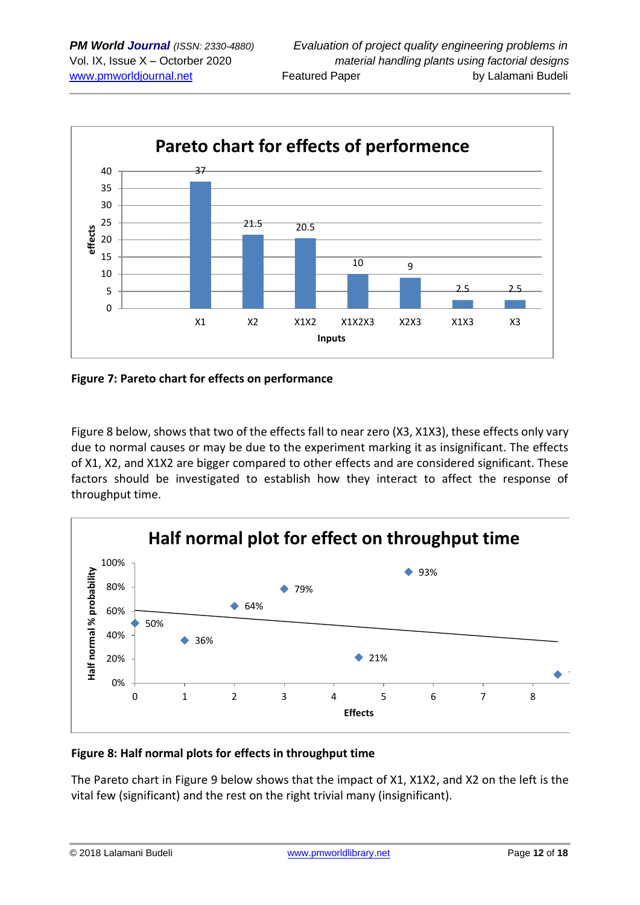Pareto chart for effects of performence

effects

40
35
30
25
20
15
10
5
0

37
21.5
20.5
10
9
2.5
2.5

X1
X2
X1X2
X1X2X3
X2X3
X1X3
X3

Inputs

**Figure 7: Pareto chart for effects on performance**

Figure 8 below, shows that two of the effects fall to near zero (X3, X1X3), these effects only vary due to normal causes or may be due to the experiment marking it as insignificant. The effects of X1, X2, and X1X2 are bigger compared to other effects and are considered significant. These factors should be investigated to establish how they interact to affect the response of throughput time.

Half normal plot for effect on throughput time

Half normal % probability

100%
80%
60%
40%
20%
0%

50%
36%
64%
79%
21%
93%

0
1
2
3
4
5
6
7
8

Effects

**Figure 8: Half normal plots for effects in throughput time**

The Pareto chart in Figure 9 below shows that the impact of X1, X1X2, and X2 on the left is the vital few (significant) and the rest on the right trivial many (insignificant).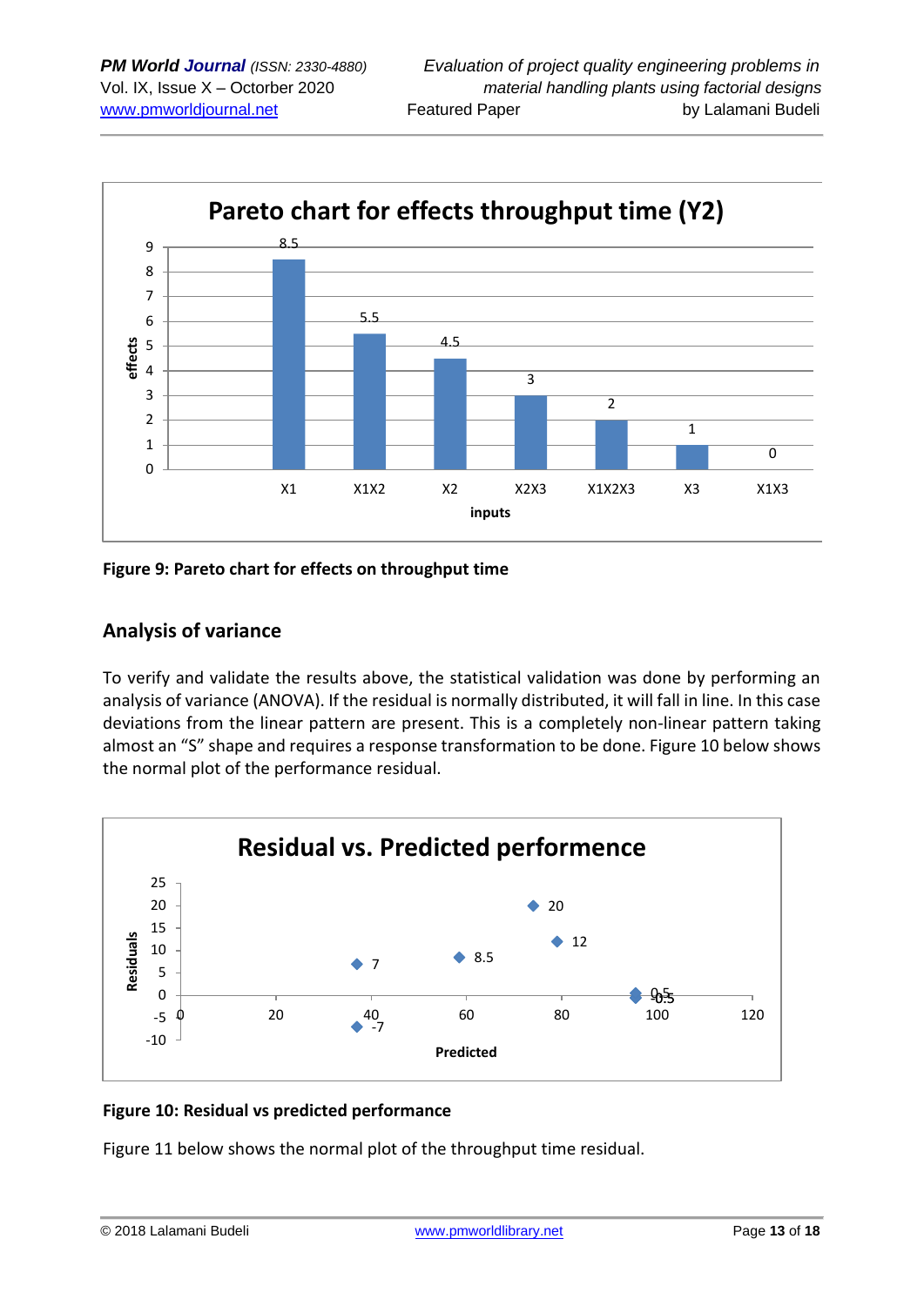Pareto chart for effects throughput time (Y2)

effects

9
8
7
6
5
4
3
2
1
0

8.5
5.5
4.5
3
2
1
0

X1 X1X2 X2 X2X3 X1X2X3 X3 X1X3

inputs

**Figure 9: Pareto chart for effects on throughput time**

## Analysis of variance

To verify and validate the results above, the statistical validation was done by performing an analysis of variance (ANOVA). If the residual is normally distributed, it will fall in line. In this case deviations from the linear pattern are present. This is a completely non-linear pattern taking almost an "S" shape and requires a response transformation to be done. Figure 10 below shows the normal plot of the performance residual.

Residual vs. Predicted performence

Residuals

25
20
15
10
5
0
-5
-10

0 20 40 60 80 100 120

Predicted

20
12
7
8.5
0.5
-0.5
-7

**Figure 10: Residual vs predicted performance**

Figure 11 below shows the normal plot of the throughput time residual.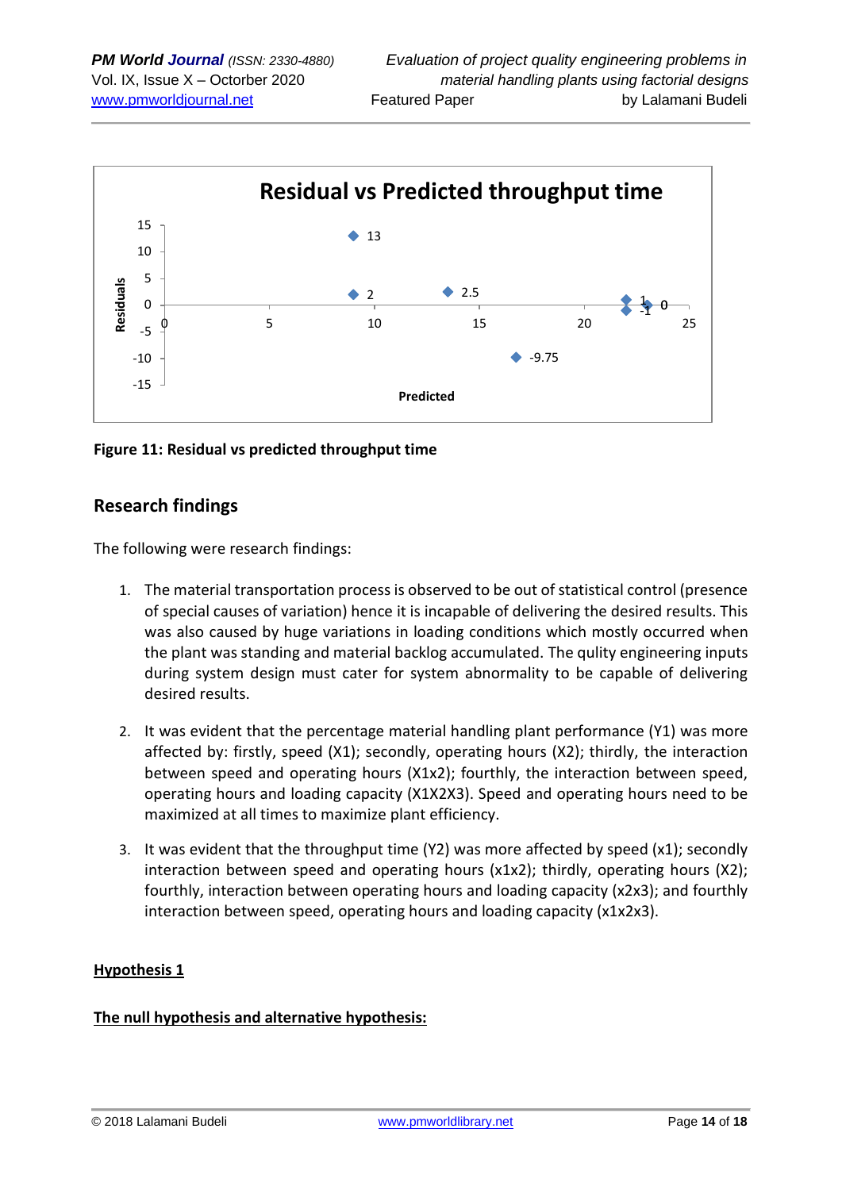Residual vs Predicted throughput time

Residuals

Predicted

15
10
5
0
-5
-10
-15

0 5 10 15 20 25

13
2
2.5
-9.75
1
-1
0

**Figure 11: Residual vs predicted throughput time**

## Research findings

The following were research findings:

1. The material transportation process is observed to be out of statistical control (presence of special causes of variation) hence it is incapable of delivering the desired results. This was also caused by huge variations in loading conditions which mostly occurred when the plant was standing and material backlog accumulated. The qulity engineering inputs during system design must cater for system abnormality to be capable of delivering desired results.

2. It was evident that the percentage material handling plant performance (Y1) was more affected by: firstly, speed (X1); secondly, operating hours (X2); thirdly, the interaction between speed and operating hours (X1x2); fourthly, the interaction between speed, operating hours and loading capacity (X1X2X3). Speed and operating hours need to be maximized at all times to maximize plant efficiency.

3. It was evident that the throughput time (Y2) was more affected by speed (x1); secondly interaction between speed and operating hours (x1x2); thirdly, operating hours (X2); fourthly, interaction between operating hours and loading capacity (x2x3); and fourthly interaction between speed, operating hours and loading capacity (x1x2x3).

**Hypothesis 1**

**The null hypothesis and alternative hypothesis:**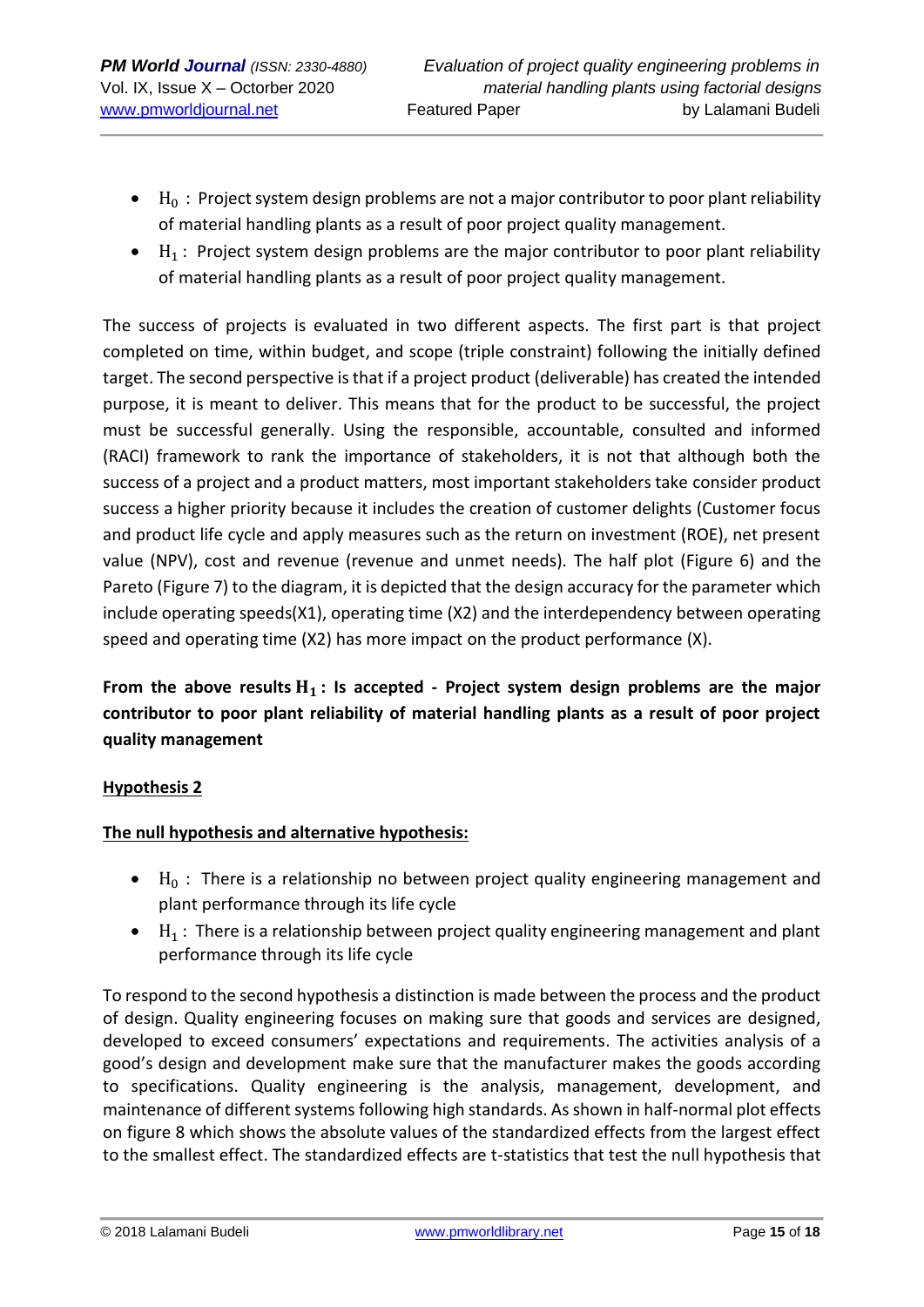- $H_0$ : Project system design problems are not a major contributor to poor plant reliability of material handling plants as a result of poor project quality management.
- $H_1$ : Project system design problems are the major contributor to poor plant reliability of material handling plants as a result of poor project quality management.

The success of projects is evaluated in two different aspects. The first part is that project completed on time, within budget, and scope (triple constraint) following the initially defined target. The second perspective is that if a project product (deliverable) has created the intended purpose, it is meant to deliver. This means that for the product to be successful, the project must be successful generally. Using the responsible, accountable, consulted and informed (RACI) framework to rank the importance of stakeholders, it is not that although both the success of a project and a product matters, most important stakeholders take consider product success a higher priority because it includes the creation of customer delights (Customer focus and product life cycle and apply measures such as the return on investment (ROE), net present value (NPV), cost and revenue (revenue and unmet needs). The half plot (Figure 6) and the Pareto (Figure 7) to the diagram, it is depicted that the design accuracy for the parameter which include operating speeds(X1), operating time (X2) and the interdependency between operating speed and operating time (X2) has more impact on the product performance (X).

**From the above results $H_1$ : Is accepted - Project system design problems are the major contributor to poor plant reliability of material handling plants as a result of poor project quality management**

**Hypothesis 2**

**The null hypothesis and alternative hypothesis:**

- $H_0$ : There is a relationship no between project quality engineering management and plant performance through its life cycle
- $H_1$ : There is a relationship between project quality engineering management and plant performance through its life cycle

To respond to the second hypothesis a distinction is made between the process and the product of design. Quality engineering focuses on making sure that goods and services are designed, developed to exceed consumers' expectations and requirements. The activities analysis of a good's design and development make sure that the manufacturer makes the goods according to specifications. Quality engineering is the analysis, management, development, and maintenance of different systems following high standards. As shown in half-normal plot effects on figure 8 which shows the absolute values of the standardized effects from the largest effect to the smallest effect. The standardized effects are t-statistics that test the null hypothesis that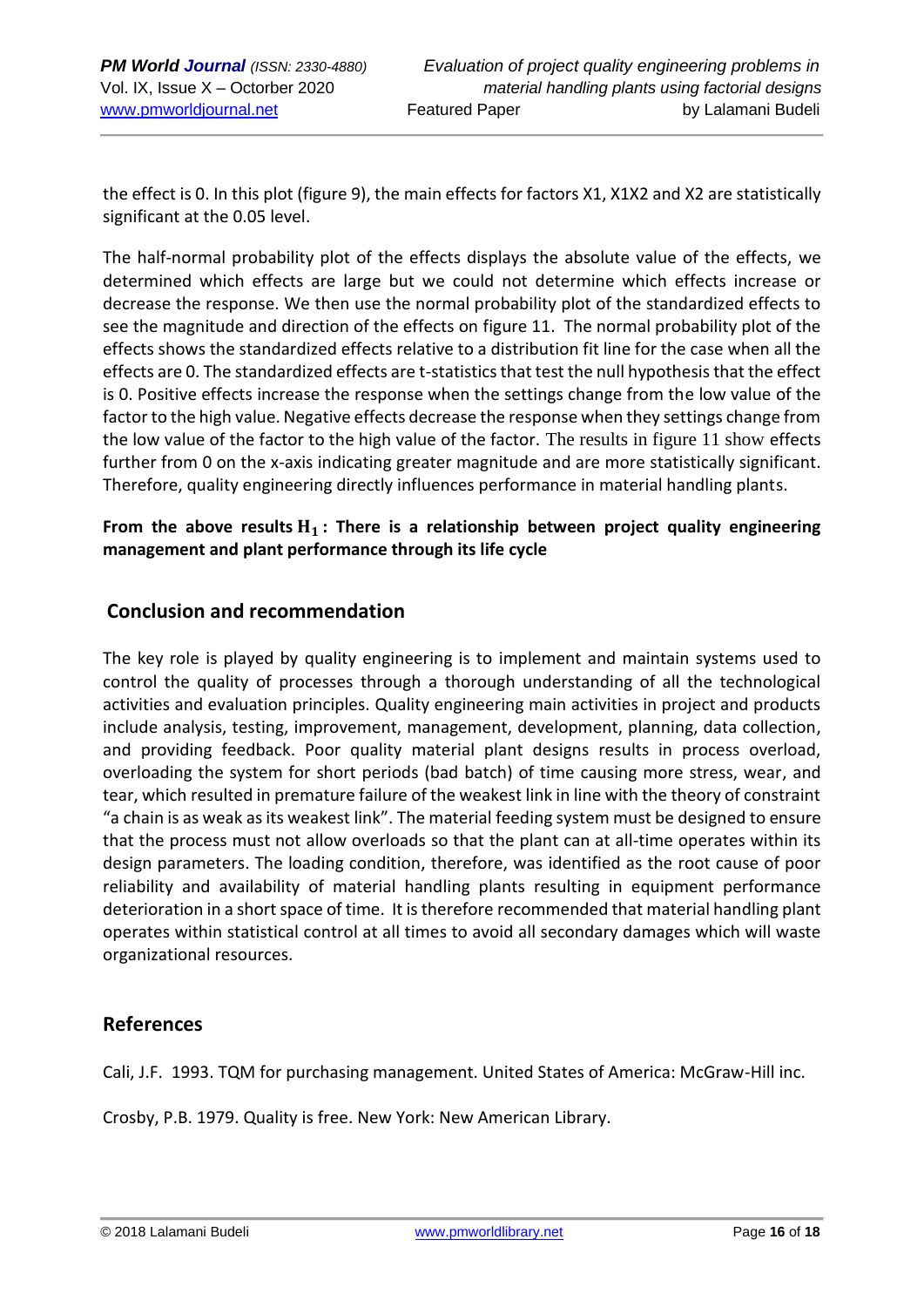the effect is 0. In this plot (figure 9), the main effects for factors X1, X1X2 and X2 are statistically significant at the 0.05 level.

The half-normal probability plot of the effects displays the absolute value of the effects, we determined which effects are large but we could not determine which effects increase or decrease the response. We then use the normal probability plot of the standardized effects to see the magnitude and direction of the effects on figure 11. The normal probability plot of the effects shows the standardized effects relative to a distribution fit line for the case when all the effects are 0. The standardized effects are t-statistics that test the null hypothesis that the effect is 0. Positive effects increase the response when the settings change from the low value of the factor to the high value. Negative effects decrease the response when they settings change from the low value of the factor to the high value of the factor. The results in figure 11 show effects further from 0 on the x-axis indicating greater magnitude and are more statistically significant. Therefore, quality engineering directly influences performance in material handling plants.

**From the above results $H_1$: There is a relationship between project quality engineering management and plant performance through its life cycle**

## Conclusion and recommendation

The key role is played by quality engineering is to implement and maintain systems used to control the quality of processes through a thorough understanding of all the technological activities and evaluation principles. Quality engineering main activities in project and products include analysis, testing, improvement, management, development, planning, data collection, and providing feedback. Poor quality material plant designs results in process overload, overloading the system for short periods (bad batch) of time causing more stress, wear, and tear, which resulted in premature failure of the weakest link in line with the theory of constraint "a chain is as weak as its weakest link". The material feeding system must be designed to ensure that the process must not allow overloads so that the plant can at all-time operates within its design parameters. The loading condition, therefore, was identified as the root cause of poor reliability and availability of material handling plants resulting in equipment performance deterioration in a short space of time. It is therefore recommended that material handling plant operates within statistical control at all times to avoid all secondary damages which will waste organizational resources.

## References

Cali, J.F. 1993. TQM for purchasing management. United States of America: McGraw-Hill inc.

Crosby, P.B. 1979. Quality is free. New York: New American Library.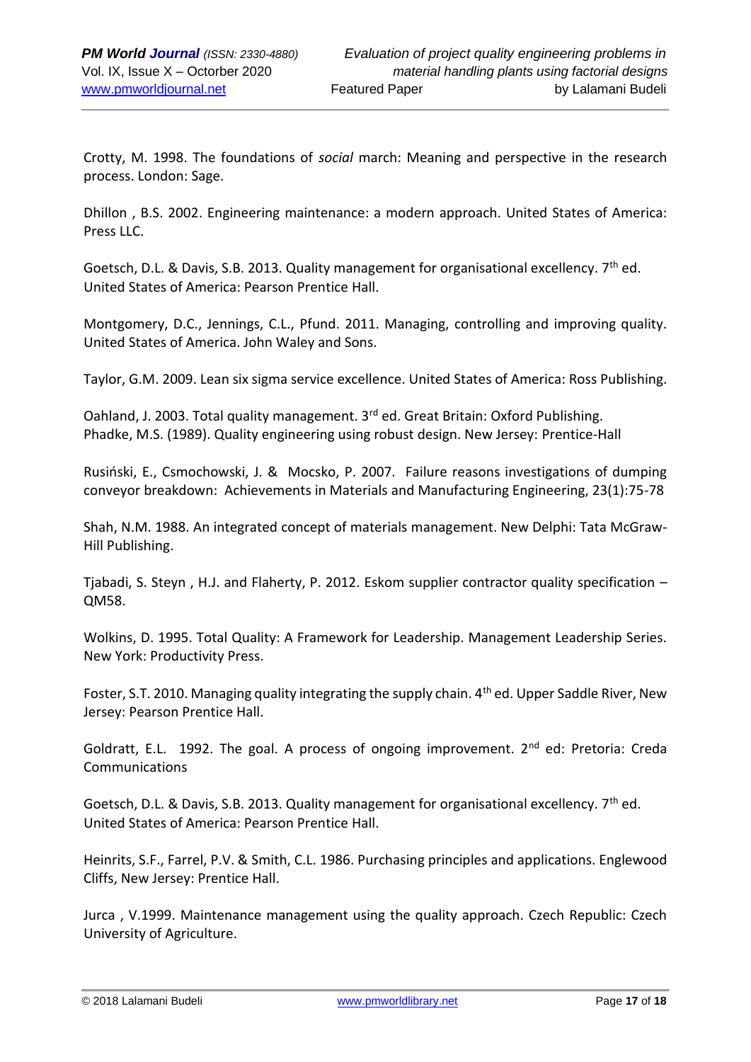Crotty, M. 1998. The foundations of *social* march: Meaning and perspective in the research process. London: Sage.

Dhillon , B.S. 2002. Engineering maintenance: a modern approach. United States of America: Press LLC.

Goetsch, D.L. & Davis, S.B. 2013. Quality management for organisational excellency. 7th ed. United States of America: Pearson Prentice Hall.

Montgomery, D.C., Jennings, C.L., Pfund. 2011. Managing, controlling and improving quality. United States of America. John Waley and Sons.

Taylor, G.M. 2009. Lean six sigma service excellence. United States of America: Ross Publishing.

Oahland, J. 2003. Total quality management. 3rd ed. Great Britain: Oxford Publishing.
Phadke, M.S. (1989). Quality engineering using robust design. New Jersey: Prentice-Hall

Rusiński, E., Csmochowski, J. & Mocsko, P. 2007. Failure reasons investigations of dumping conveyor breakdown: Achievements in Materials and Manufacturing Engineering, 23(1):75-78

Shah, N.M. 1988. An integrated concept of materials management. New Delphi: Tata McGraw-Hill Publishing.

Tjabadi, S. Steyn , H.J. and Flaherty, P. 2012. Eskom supplier contractor quality specification – QM58.

Wolkins, D. 1995. Total Quality: A Framework for Leadership. Management Leadership Series. New York: Productivity Press.

Foster, S.T. 2010. Managing quality integrating the supply chain. 4th ed. Upper Saddle River, New Jersey: Pearson Prentice Hall.

Goldratt, E.L. 1992. The goal. A process of ongoing improvement. 2nd ed: Pretoria: Creda Communications

Goetsch, D.L. & Davis, S.B. 2013. Quality management for organisational excellency. 7th ed. United States of America: Pearson Prentice Hall.

Heinrits, S.F., Farrel, P.V. & Smith, C.L. 1986. Purchasing principles and applications. Englewood Cliffs, New Jersey: Prentice Hall.

Jurca , V.1999. Maintenance management using the quality approach. Czech Republic: Czech University of Agriculture.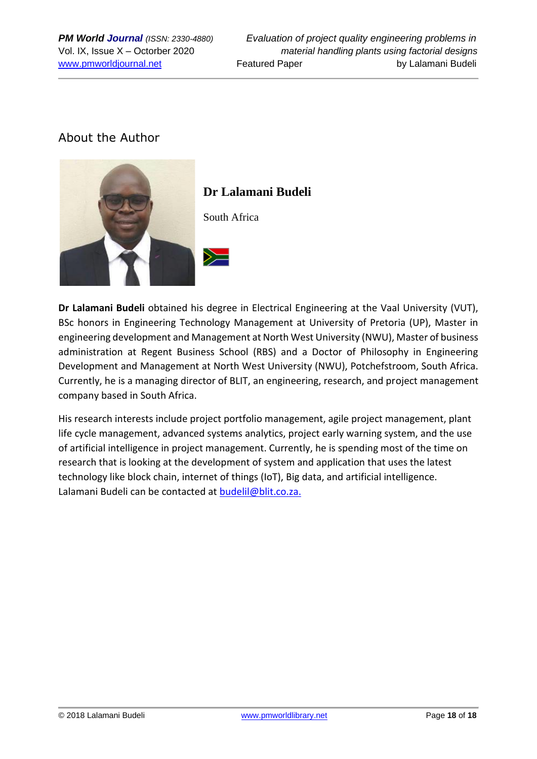## About the Author

### Dr Lalamani Budeli

South Africa

**Dr Lalamani Budeli** obtained his degree in Electrical Engineering at the Vaal University (VUT), BSc honors in Engineering Technology Management at University of Pretoria (UP), Master in engineering development and Management at North West University (NWU), Master of business administration at Regent Business School (RBS) and a Doctor of Philosophy in Engineering Development and Management at North West University (NWU), Potchefstroom, South Africa. Currently, he is a managing director of BLIT, an engineering, research, and project management company based in South Africa.

His research interests include project portfolio management, agile project management, plant life cycle management, advanced systems analytics, project early warning system, and the use of artificial intelligence in project management. Currently, he is spending most of the time on research that is looking at the development of system and application that uses the latest technology like block chain, internet of things (IoT), Big data, and artificial intelligence. Lalamani Budeli can be contacted at budelil@blit.co.za.